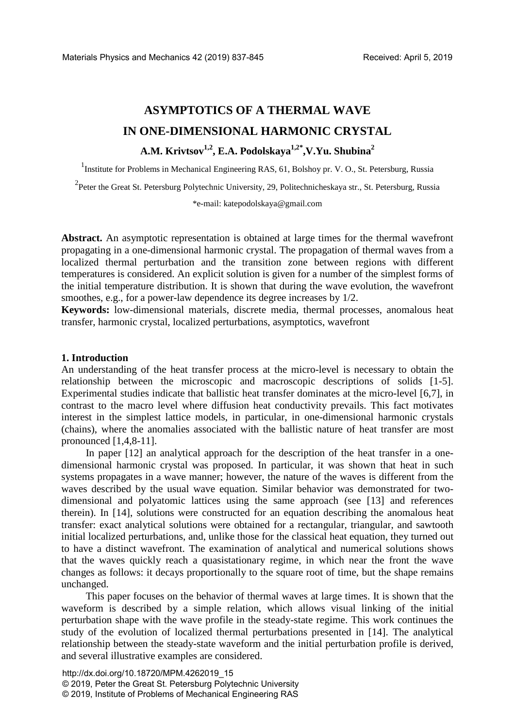# ASYMPTOTICS OF A THERMAL WAVE IN ONE-DIMENSIONAL HARMONIC CRYSTAL

**A.M. Krivtsov[1,2], E.A. Podolskaya[1,2*], V.Yu. Shubina[2]**

[1]Institute for Problems in Mechanical Engineering RAS, 61, Bolshoy pr. V. O., St. Petersburg, Russia

[2]Peter the Great St. Petersburg Polytechnic University, 29, Politechnicheskaya str., St. Petersburg, Russia

*e-mail: katepodolskaya@gmail.com

**Abstract.** An asymptotic representation is obtained at large times for the thermal wavefront propagating in a one-dimensional harmonic crystal. The propagation of thermal waves from a localized thermal perturbation and the transition zone between regions with different temperatures is considered. An explicit solution is given for a number of the simplest forms of the initial temperature distribution. It is shown that during the wave evolution, the wavefront smoothes, e.g., for a power-law dependence its degree increases by 1/2.

**Keywords:** low-dimensional materials, discrete media, thermal processes, anomalous heat transfer, harmonic crystal, localized perturbations, asymptotics, wavefront

## 1. Introduction

An understanding of the heat transfer process at the micro-level is necessary to obtain the relationship between the microscopic and macroscopic descriptions of solids [1-5]. Experimental studies indicate that ballistic heat transfer dominates at the micro-level [6,7], in contrast to the macro level where diffusion heat conductivity prevails. This fact motivates interest in the simplest lattice models, in particular, in one-dimensional harmonic crystals (chains), where the anomalies associated with the ballistic nature of heat transfer are most pronounced [1,4,8-11].

In paper [12] an analytical approach for the description of the heat transfer in a one-dimensional harmonic crystal was proposed. In particular, it was shown that heat in such systems propagates in a wave manner; however, the nature of the waves is different from the waves described by the usual wave equation. Similar behavior was demonstrated for two-dimensional and polyatomic lattices using the same approach (see [13] and references therein). In [14], solutions were constructed for an equation describing the anomalous heat transfer: exact analytical solutions were obtained for a rectangular, triangular, and sawtooth initial localized perturbations, and, unlike those for the classical heat equation, they turned out to have a distinct wavefront. The examination of analytical and numerical solutions shows that the waves quickly reach a quasistationary regime, in which near the front the wave changes as follows: it decays proportionally to the square root of time, but the shape remains unchanged.

This paper focuses on the behavior of thermal waves at large times. It is shown that the waveform is described by a simple relation, which allows visual linking of the initial perturbation shape with the wave profile in the steady-state regime. This work continues the study of the evolution of localized thermal perturbations presented in [14]. The analytical relationship between the steady-state waveform and the initial perturbation profile is derived, and several illustrative examples are considered.

http://dx.doi.org/10.18720/MPM.4262019_15
© 2019, Peter the Great St. Petersburg Polytechnic University
© 2019, Institute of Problems of Mechanical Engineering RAS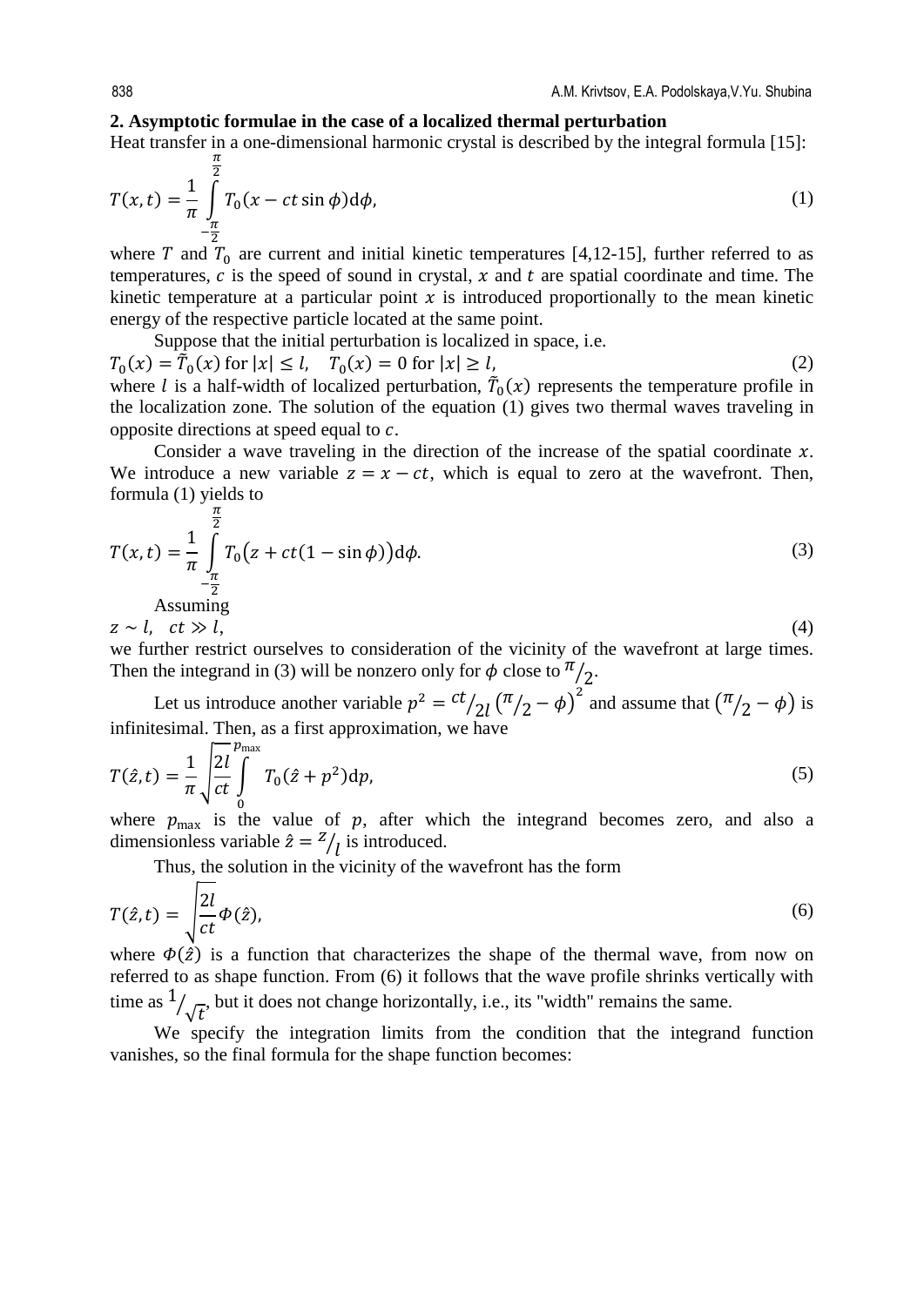## 2. Asymptotic formulae in the case of a localized thermal perturbation

Heat transfer in a one-dimensional harmonic crystal is described by the integral formula [15]:

$$T(x,t) = \frac{1}{\pi}\int_{-\frac{\pi}{2}}^{\frac{\pi}{2}} T_0(x - ct\sin\phi)\mathrm{d}\phi, \tag{1}$$

where $T$ and $T_0$ are current and initial kinetic temperatures [4,12-15], further referred to as temperatures, $c$ is the speed of sound in crystal, $x$ and $t$ are spatial coordinate and time. The kinetic temperature at a particular point $x$ is introduced proportionally to the mean kinetic energy of the respective particle located at the same point.

Suppose that the initial perturbation is localized in space, i.e.

$$T_0(x) = \tilde{T}_0(x) \text{ for } |x| \le l, \quad T_0(x) = 0 \text{ for } |x| \ge l, \tag{2}$$

where $l$ is a half-width of localized perturbation, $\tilde{T}_0(x)$ represents the temperature profile in the localization zone. The solution of the equation (1) gives two thermal waves traveling in opposite directions at speed equal to $c$.

Consider a wave traveling in the direction of the increase of the spatial coordinate $x$. We introduce a new variable $z = x - ct$, which is equal to zero at the wavefront. Then, formula (1) yields to

$$T(x,t) = \frac{1}{\pi}\int_{-\frac{\pi}{2}}^{\frac{\pi}{2}} T_0\big(z + ct(1-\sin\phi)\big)\mathrm{d}\phi. \tag{3}$$

Assuming

$$z \sim l, \quad ct \gg l, \tag{4}$$

we further restrict ourselves to consideration of the vicinity of the wavefront at large times. Then the integrand in (3) will be nonzero only for $\phi$ close to $\pi/2$.

Let us introduce another variable $p^2 = \frac{ct}{2l}\left(\frac{\pi}{2} - \phi\right)^2$ and assume that $\left(\frac{\pi}{2} - \phi\right)$ is infinitesimal. Then, as a first approximation, we have

$$T(\hat{z},t) = \frac{1}{\pi}\sqrt{\frac{2l}{ct}}\int_0^{p_{\max}} T_0(\hat{z} + p^2)\mathrm{d}p, \tag{5}$$

where $p_{\max}$ is the value of $p$, after which the integrand becomes zero, and also a dimensionless variable $\hat{z} = z/l$ is introduced.

Thus, the solution in the vicinity of the wavefront has the form

$$T(\hat{z},t) = \sqrt{\frac{2l}{ct}}\Phi(\hat{z}), \tag{6}$$

where $\Phi(\hat{z})$ is a function that characterizes the shape of the thermal wave, from now on referred to as shape function. From (6) it follows that the wave profile shrinks vertically with time as $1/\sqrt{t}$, but it does not change horizontally, i.e., its "width" remains the same.

We specify the integration limits from the condition that the integrand function vanishes, so the final formula for the shape function becomes: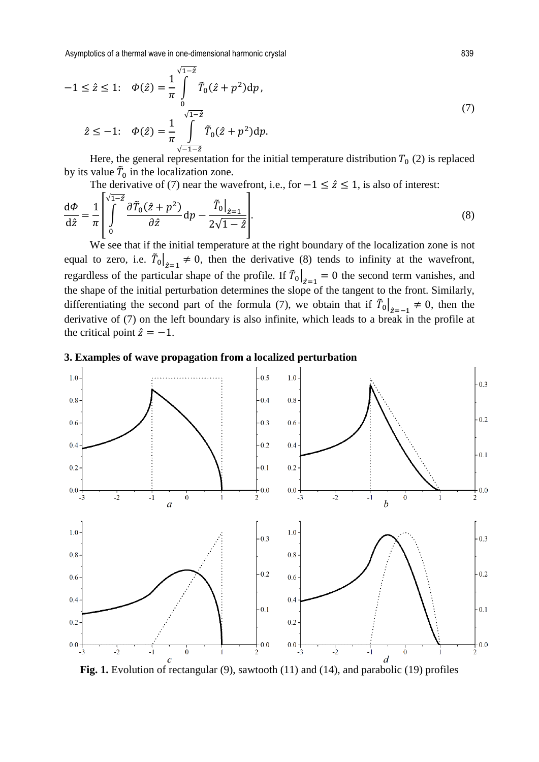$$
\begin{aligned}
-1 \le \hat{z} \le 1: \quad & \Phi(\hat{z}) = \frac{1}{\pi} \int\limits_{0}^{\sqrt{1-\hat{z}}} \tilde{T}_0(\hat{z} + p^2)\mathrm{d}p, \\
\hat{z} \le -1: \quad & \Phi(\hat{z}) = \frac{1}{\pi} \int\limits_{\sqrt{-1-\hat{z}}}^{\sqrt{1-\hat{z}}} \tilde{T}_0(\hat{z} + p^2)\mathrm{d}p.
\end{aligned}
\tag{7}
$$

Here, the general representation for the initial temperature distribution $T_0$ (2) is replaced by its value $\tilde{T}_0$ in the localization zone.

The derivative of (7) near the wavefront, i.e., for $-1 \le \hat{z} \le 1$, is also of interest:

$$
\frac{\mathrm{d}\Phi}{\mathrm{d}\hat{z}} = \frac{1}{\pi} \left[ \int\limits_{0}^{\sqrt{1-\hat{z}}} \frac{\partial \tilde{T}_0(\hat{z} + p^2)}{\partial \hat{z}} \mathrm{d}p - \frac{\tilde{T}_0\big|_{\hat{z}=1}}{2\sqrt{1-\hat{z}}} \right].
\tag{8}
$$

We see that if the initial temperature at the right boundary of the localization zone is not equal to zero, i.e. $\tilde{T}_0\big|_{\hat{z}=1} \ne 0$, then the derivative (8) tends to infinity at the wavefront, regardless of the particular shape of the profile. If $\tilde{T}_0\big|_{\hat{z}=1} = 0$ the second term vanishes, and the shape of the initial perturbation determines the slope of the tangent to the front. Similarly, differentiating the second part of the formula (7), we obtain that if $\tilde{T}_0\big|_{\hat{z}=-1} \ne 0$, then the derivative of (7) on the left boundary is also infinite, which leads to a break in the profile at the critical point $\hat{z} = -1$.

## 3. Examples of wave propagation from a localized perturbation

**Fig. 1.** Evolution of rectangular (9), sawtooth (11) and (14), and parabolic (19) profiles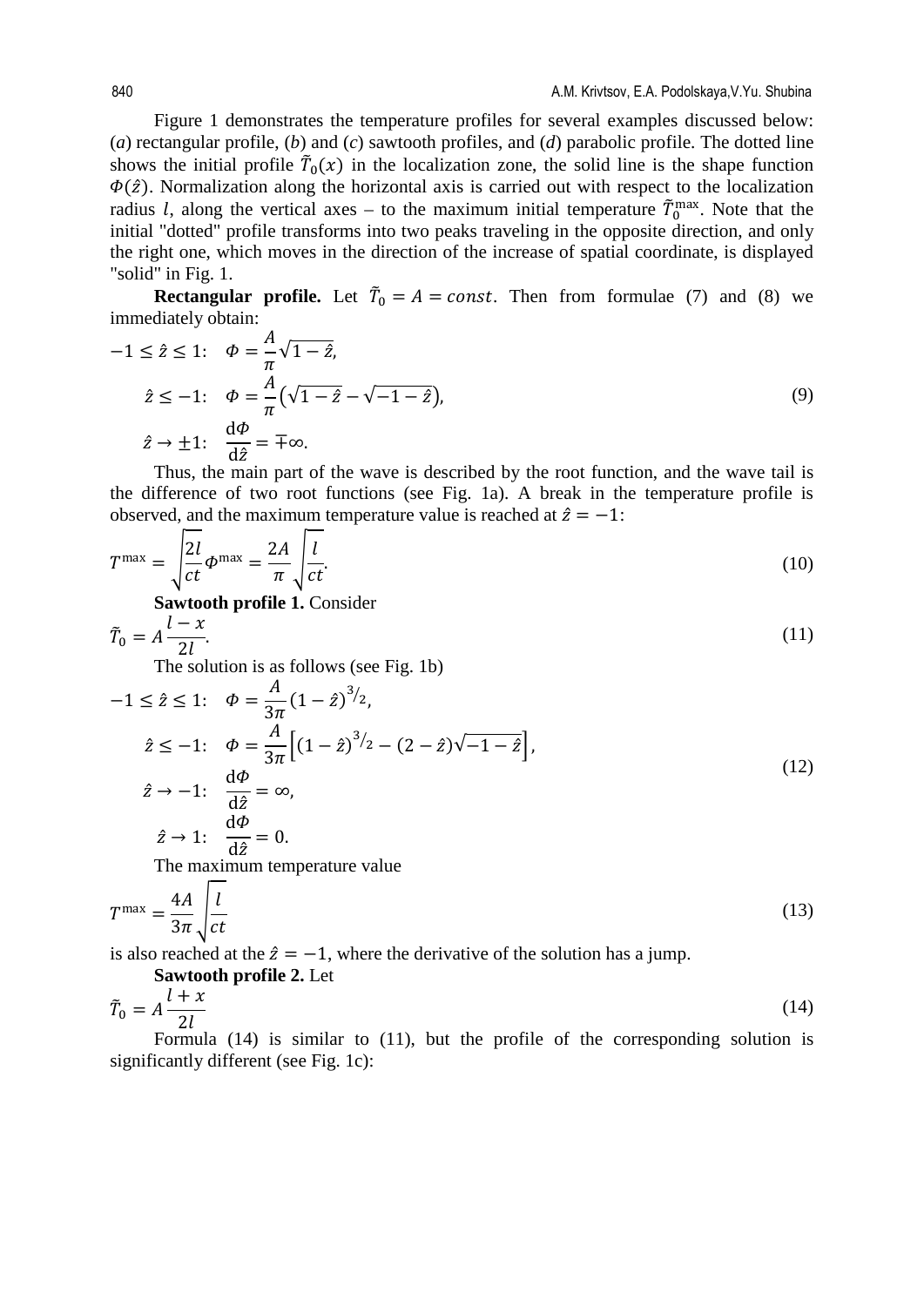Figure 1 demonstrates the temperature profiles for several examples discussed below: ($a$) rectangular profile, ($b$) and ($c$) sawtooth profiles, and ($d$) parabolic profile. The dotted line shows the initial profile $\tilde{T}_0(x)$ in the localization zone, the solid line is the shape function $\Phi(\hat{z})$. Normalization along the horizontal axis is carried out with respect to the localization radius $l$, along the vertical axes – to the maximum initial temperature $\tilde{T}_0^{\max}$. Note that the initial "dotted" profile transforms into two peaks traveling in the opposite direction, and only the right one, which moves in the direction of the increase of spatial coordinate, is displayed "solid" in Fig. 1.

**Rectangular profile.** Let $\tilde{T}_0 = A = const$. Then from formulae (7) and (8) we immediately obtain:

$$
\begin{aligned}
-1 \le \hat{z} \le 1: &\quad \Phi = \frac{A}{\pi}\sqrt{1-\hat{z}},\\
\hat{z} \le -1: &\quad \Phi = \frac{A}{\pi}\left(\sqrt{1-\hat{z}} - \sqrt{-1-\hat{z}}\right),\\
\hat{z} \to \pm 1: &\quad \frac{\mathrm{d}\Phi}{\mathrm{d}\hat{z}} = \mp\infty.
\end{aligned}
\tag{9}
$$

Thus, the main part of the wave is described by the root function, and the wave tail is the difference of two root functions (see Fig. 1a). A break in the temperature profile is observed, and the maximum temperature value is reached at $\hat{z} = -1$:

$$
T^{\max} = \sqrt{\frac{2l}{ct}}\,\Phi^{\max} = \frac{2A}{\pi}\sqrt{\frac{l}{ct}}.
\tag{10}
$$

**Sawtooth profile 1.** Consider

$$
\tilde{T}_0 = A\frac{l-x}{2l}.
\tag{11}
$$

The solution is as follows (see Fig. 1b)

$$
\begin{aligned}
-1 \le \hat{z} \le 1: &\quad \Phi = \frac{A}{3\pi}(1-\hat{z})^{3/2},\\
\hat{z} \le -1: &\quad \Phi = \frac{A}{3\pi}\left[(1-\hat{z})^{3/2} - (2-\hat{z})\sqrt{-1-\hat{z}}\right],\\
\hat{z} \to -1: &\quad \frac{\mathrm{d}\Phi}{\mathrm{d}\hat{z}} = \infty,\\
\hat{z} \to 1: &\quad \frac{\mathrm{d}\Phi}{\mathrm{d}\hat{z}} = 0.
\end{aligned}
\tag{12}
$$

The maximum temperature value

$$
T^{\max} = \frac{4A}{3\pi}\sqrt{\frac{l}{ct}}
\tag{13}
$$

is also reached at the $\hat{z} = -1$, where the derivative of the solution has a jump.

**Sawtooth profile 2.** Let

$$
\tilde{T}_0 = A\frac{l+x}{2l}
\tag{14}
$$

Formula (14) is similar to (11), but the profile of the corresponding solution is significantly different (see Fig. 1c):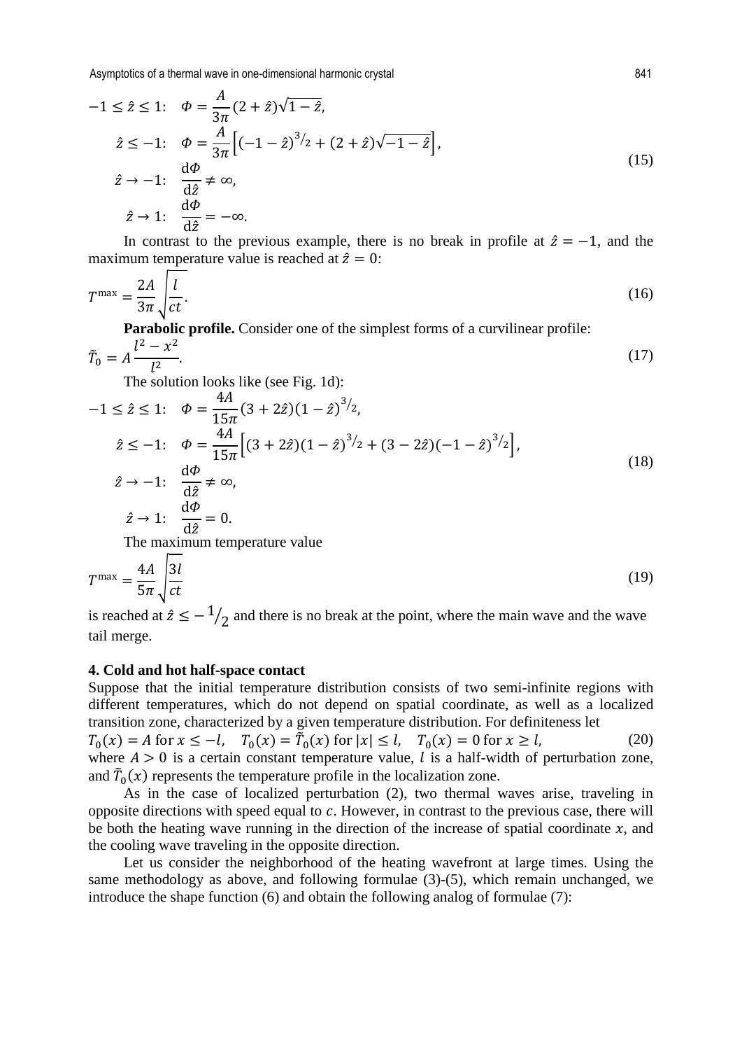$$
\begin{aligned}
-1 \le \hat{z} \le 1: &\quad \Phi = \frac{A}{3\pi}(2+\hat{z})\sqrt{1-\hat{z}},\\
\hat{z} \le -1: &\quad \Phi = \frac{A}{3\pi}\left[(-1-\hat{z})^{3/2} + (2+\hat{z})\sqrt{-1-\hat{z}}\right],\\
\hat{z} \to -1: &\quad \frac{\mathrm{d}\Phi}{\mathrm{d}\hat{z}} \ne \infty,\\
\hat{z} \to 1: &\quad \frac{\mathrm{d}\Phi}{\mathrm{d}\hat{z}} = -\infty.
\end{aligned}
\tag{15}
$$

In contrast to the previous example, there is no break in profile at $\hat{z} = -1$, and the maximum temperature value is reached at $\hat{z} = 0$:

$$
T^{\max} = \frac{2A}{3\pi}\sqrt{\frac{l}{ct}}.
\tag{16}
$$

**Parabolic profile.** Consider one of the simplest forms of a curvilinear profile:

$$
\tilde{T}_0 = A\frac{l^2 - x^2}{l^2}.
\tag{17}
$$

The solution looks like (see Fig. 1d):

$$
\begin{aligned}
-1 \le \hat{z} \le 1: &\quad \Phi = \frac{4A}{15\pi}(3+2\hat{z})(1-\hat{z})^{3/2},\\
\hat{z} \le -1: &\quad \Phi = \frac{4A}{15\pi}\left[(3+2\hat{z})(1-\hat{z})^{3/2} + (3-2\hat{z})(-1-\hat{z})^{3/2}\right],\\
\hat{z} \to -1: &\quad \frac{\mathrm{d}\Phi}{\mathrm{d}\hat{z}} \ne \infty,\\
\hat{z} \to 1: &\quad \frac{\mathrm{d}\Phi}{\mathrm{d}\hat{z}} = 0.
\end{aligned}
\tag{18}
$$

The maximum temperature value

$$
T^{\max} = \frac{4A}{5\pi}\sqrt{\frac{3l}{ct}}
\tag{19}
$$

is reached at $\hat{z} \le -1/2$ and there is no break at the point, where the main wave and the wave tail merge.

## 4. Cold and hot half-space contact

Suppose that the initial temperature distribution consists of two semi-infinite regions with different temperatures, which do not depend on spatial coordinate, as well as a localized transition zone, characterized by a given temperature distribution. For definiteness let

$$
T_0(x) = A \text{ for } x \le -l, \quad T_0(x) = \tilde{T}_0(x) \text{ for } |x| \le l, \quad T_0(x) = 0 \text{ for } x \ge l,
\tag{20}
$$

where $A > 0$ is a certain constant temperature value, $l$ is a half-width of perturbation zone, and $\tilde{T}_0(x)$ represents the temperature profile in the localization zone.

As in the case of localized perturbation (2), two thermal waves arise, traveling in opposite directions with speed equal to $c$. However, in contrast to the previous case, there will be both the heating wave running in the direction of the increase of spatial coordinate $x$, and the cooling wave traveling in the opposite direction.

Let us consider the neighborhood of the heating wavefront at large times. Using the same methodology as above, and following formulae (3)-(5), which remain unchanged, we introduce the shape function (6) and obtain the following analog of formulae (7):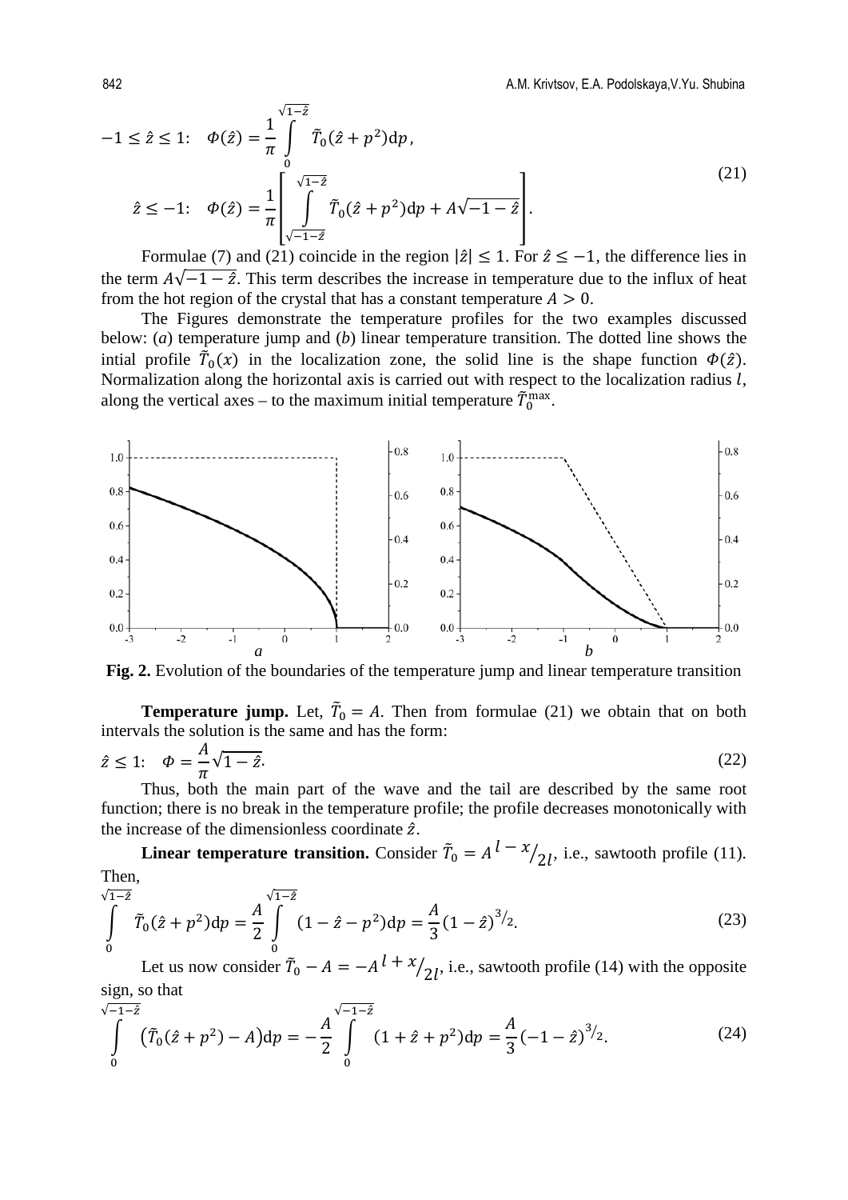$$
-1 \le \hat{z} \le 1: \quad \Phi(\hat{z}) = \frac{1}{\pi} \int_0^{\sqrt{1-\hat{z}}} \tilde{T}_0(\hat{z}+p^2)\mathrm{d}p,
$$

$$
\hat{z} \le -1: \quad \Phi(\hat{z}) = \frac{1}{\pi} \left[ \int_{\sqrt{-1-\hat{z}}}^{\sqrt{1-\hat{z}}} \tilde{T}_0(\hat{z}+p^2)\mathrm{d}p + A\sqrt{-1-\hat{z}} \right]. \tag{21}
$$

Formulae (7) and (21) coincide in the region $|\hat{z}| \le 1$. For $\hat{z} \le -1$, the difference lies in the term $A\sqrt{-1-\hat{z}}$. This term describes the increase in temperature due to the influx of heat from the hot region of the crystal that has a constant temperature $A > 0$.

The Figures demonstrate the temperature profiles for the two examples discussed below: (*a*) temperature jump and (*b*) linear temperature transition. The dotted line shows the intial profile $\tilde{T}_0(x)$ in the localization zone, the solid line is the shape function $\Phi(\hat{z})$. Normalization along the horizontal axis is carried out with respect to the localization radius $l$, along the vertical axes – to the maximum initial temperature $\tilde{T}_0^{\max}$.

**Fig. 2.** Evolution of the boundaries of the temperature jump and linear temperature transition

**Temperature jump.** Let, $\tilde{T}_0 = A$. Then from formulae (21) we obtain that on both intervals the solution is the same and has the form:

$$
\hat{z} \le 1: \quad \Phi = \frac{A}{\pi}\sqrt{1-\hat{z}}. \tag{22}
$$

Thus, both the main part of the wave and the tail are described by the same root function; there is no break in the temperature profile; the profile decreases monotonically with the increase of the dimensionless coordinate $\hat{z}$.

**Linear temperature transition.** Consider $\tilde{T}_0 = A\,{}^{l-x}/_{2l}$, i.e., sawtooth profile (11). Then,

$$
\int_0^{\sqrt{1-\hat{z}}} \tilde{T}_0(\hat{z}+p^2)\mathrm{d}p = \frac{A}{2}\int_0^{\sqrt{1-\hat{z}}} (1-\hat{z}-p^2)\mathrm{d}p = \frac{A}{3}(1-\hat{z})^{3/2}. \tag{23}
$$

Let us now consider $\tilde{T}_0 - A = -A\,{}^{l+x}/_{2l}$, i.e., sawtooth profile (14) with the opposite sign, so that

$$
\int_0^{\sqrt{-1-\hat{z}}} \left(\tilde{T}_0(\hat{z}+p^2) - A\right)\mathrm{d}p = -\frac{A}{2}\int_0^{\sqrt{-1-\hat{z}}} (1+\hat{z}+p^2)\mathrm{d}p = \frac{A}{3}(-1-\hat{z})^{3/2}. \tag{24}
$$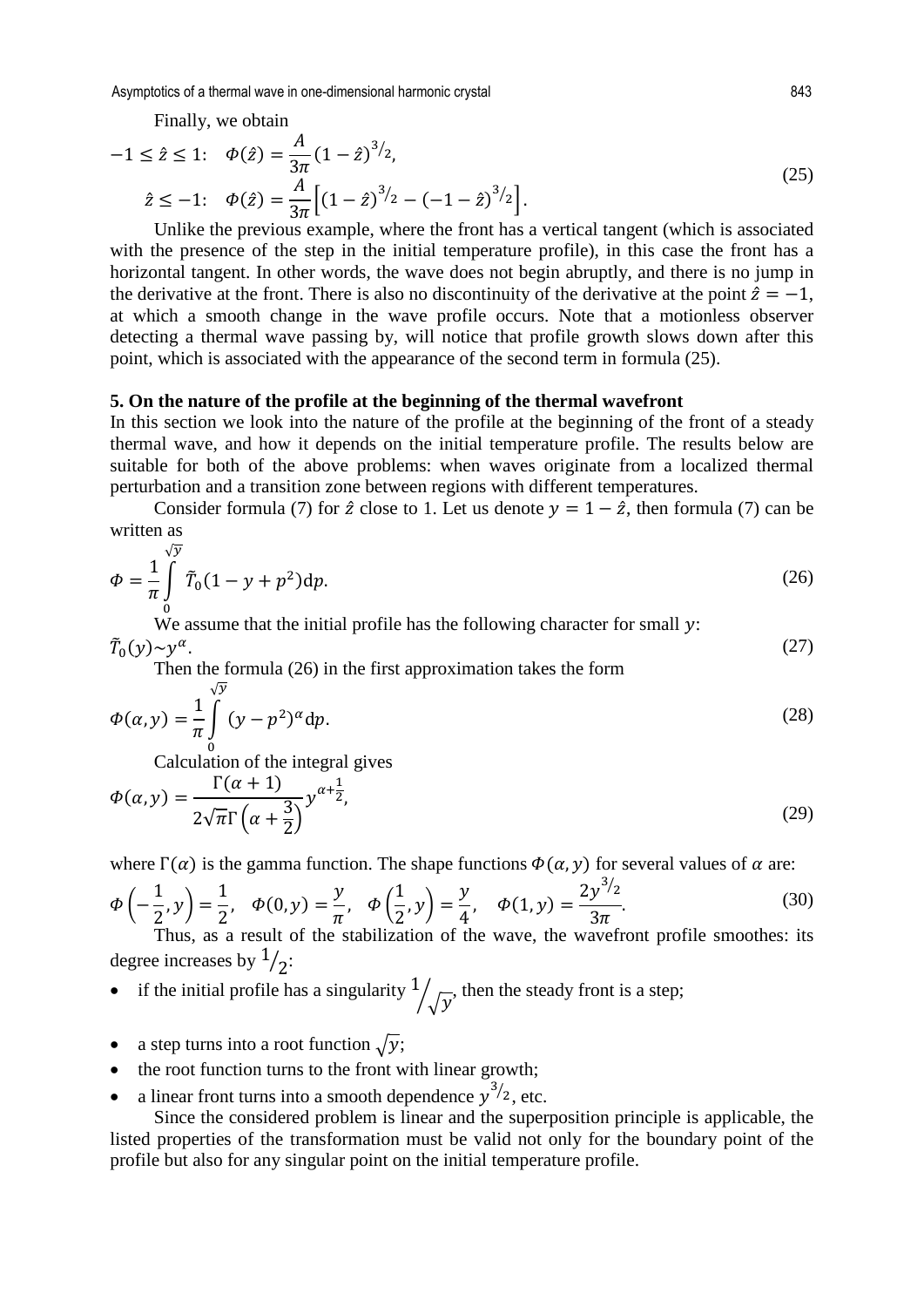Finally, we obtain

$$
\begin{aligned}
-1 \leq \hat{z} \leq 1: \quad & \Phi(\hat{z}) = \frac{A}{3\pi}(1-\hat{z})^{3/2}, \\
\hat{z} \leq -1: \quad & \Phi(\hat{z}) = \frac{A}{3\pi}\left[(1-\hat{z})^{3/2} - (-1-\hat{z})^{3/2}\right].
\end{aligned} \tag{25}
$$

Unlike the previous example, where the front has a vertical tangent (which is associated with the presence of the step in the initial temperature profile), in this case the front has a horizontal tangent. In other words, the wave does not begin abruptly, and there is no jump in the derivative at the front. There is also no discontinuity of the derivative at the point $\hat{z} = -1$, at which a smooth change in the wave profile occurs. Note that a motionless observer detecting a thermal wave passing by, will notice that profile growth slows down after this point, which is associated with the appearance of the second term in formula (25).

## 5. On the nature of the profile at the beginning of the thermal wavefront

In this section we look into the nature of the profile at the beginning of the front of a steady thermal wave, and how it depends on the initial temperature profile. The results below are suitable for both of the above problems: when waves originate from a localized thermal perturbation and a transition zone between regions with different temperatures.

Consider formula (7) for $\hat{z}$ close to 1. Let us denote $y = 1 - \hat{z}$, then formula (7) can be written as

$$
\Phi = \frac{1}{\pi}\int_0^{\sqrt{y}} \tilde{T}_0(1 - y + p^2)\mathrm{d}p. \tag{26}
$$

We assume that the initial profile has the following character for small $y$:

$$
\tilde{T}_0(y) \sim y^{\alpha}. \tag{27}
$$

Then the formula (26) in the first approximation takes the form

$$
\Phi(\alpha, y) = \frac{1}{\pi}\int_0^{\sqrt{y}} (y - p^2)^{\alpha}\mathrm{d}p. \tag{28}
$$

Calculation of the integral gives

$$
\Phi(\alpha, y) = \frac{\Gamma(\alpha+1)}{2\sqrt{\pi}\Gamma\left(\alpha+\frac{3}{2}\right)} y^{\alpha+\frac{1}{2}}, \tag{29}
$$

where $\Gamma(\alpha)$ is the gamma function. The shape functions $\Phi(\alpha, y)$ for several values of $\alpha$ are:

$$
\Phi\left(-\frac{1}{2}, y\right) = \frac{1}{2}, \quad \Phi(0, y) = \frac{y}{\pi}, \quad \Phi\left(\frac{1}{2}, y\right) = \frac{y}{4}, \quad \Phi(1, y) = \frac{2y^{3/2}}{3\pi}. \tag{30}
$$

Thus, as a result of the stabilization of the wave, the wavefront profile smoothes: its degree increases by $1/2$:

- if the initial profile has a singularity $1/\sqrt{y}$, then the steady front is a step;
- a step turns into a root function $\sqrt{y}$;
- the root function turns to the front with linear growth;
- a linear front turns into a smooth dependence $y^{3/2}$, etc.

Since the considered problem is linear and the superposition principle is applicable, the listed properties of the transformation must be valid not only for the boundary point of the profile but also for any singular point on the initial temperature profile.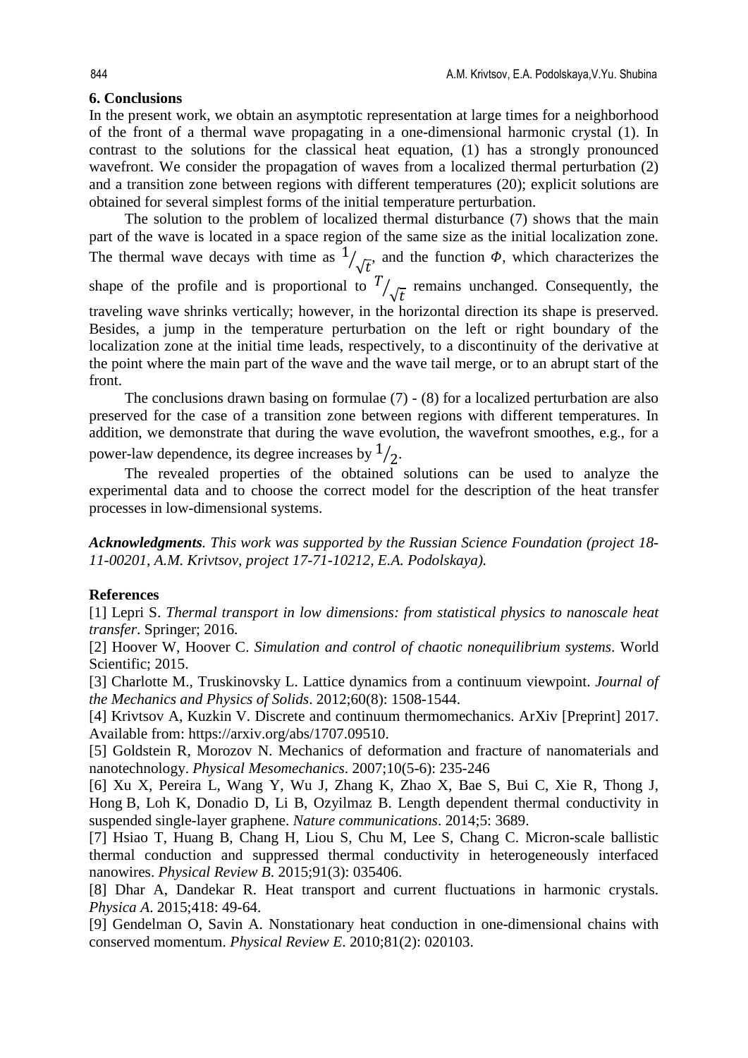## 6. Conclusions

In the present work, we obtain an asymptotic representation at large times for a neighborhood of the front of a thermal wave propagating in a one-dimensional harmonic crystal (1). In contrast to the solutions for the classical heat equation, (1) has a strongly pronounced wavefront. We consider the propagation of waves from a localized thermal perturbation (2) and a transition zone between regions with different temperatures (20); explicit solutions are obtained for several simplest forms of the initial temperature perturbation.

The solution to the problem of localized thermal disturbance (7) shows that the main part of the wave is located in a space region of the same size as the initial localization zone. The thermal wave decays with time as $1/\sqrt{t}$, and the function $\Phi$, which characterizes the shape of the profile and is proportional to $T/\sqrt{t}$ remains unchanged. Consequently, the traveling wave shrinks vertically; however, in the horizontal direction its shape is preserved. Besides, a jump in the temperature perturbation on the left or right boundary of the localization zone at the initial time leads, respectively, to a discontinuity of the derivative at the point where the main part of the wave and the wave tail merge, or to an abrupt start of the front.

The conclusions drawn basing on formulae (7) - (8) for a localized perturbation are also preserved for the case of a transition zone between regions with different temperatures. In addition, we demonstrate that during the wave evolution, the wavefront smoothes, e.g., for a power-law dependence, its degree increases by $1/2$.

The revealed properties of the obtained solutions can be used to analyze the experimental data and to choose the correct model for the description of the heat transfer processes in low-dimensional systems.

***Acknowledgments****. This work was supported by the Russian Science Foundation (project 18-11-00201, A.M. Krivtsov, project 17-71-10212, E.A. Podolskaya).*

## References

[1] Lepri S. *Thermal transport in low dimensions: from statistical physics to nanoscale heat transfer*. Springer; 2016.

[2] Hoover W, Hoover C. *Simulation and control of chaotic nonequilibrium systems*. World Scientific; 2015.

[3] Charlotte M., Truskinovsky L. Lattice dynamics from a continuum viewpoint. *Journal of the Mechanics and Physics of Solids*. 2012;60(8): 1508-1544.

[4] Krivtsov A, Kuzkin V. Discrete and continuum thermomechanics. ArXiv [Preprint] 2017. Available from: https://arxiv.org/abs/1707.09510.

[5] Goldstein R, Morozov N. Mechanics of deformation and fracture of nanomaterials and nanotechnology. *Physical Mesomechanics*. 2007;10(5-6): 235-246

[6] Xu X, Pereira L, Wang Y, Wu J, Zhang K, Zhao X, Bae S, Bui C, Xie R, Thong J, Hong B, Loh K, Donadio D, Li B, Ozyilmaz B. Length dependent thermal conductivity in suspended single-layer graphene. *Nature communications*. 2014;5: 3689.

[7] Hsiao T, Huang B, Chang H, Liou S, Chu M, Lee S, Chang C. Micron-scale ballistic thermal conduction and suppressed thermal conductivity in heterogeneously interfaced nanowires. *Physical Review B*. 2015;91(3): 035406.

[8] Dhar A, Dandekar R. Heat transport and current fluctuations in harmonic crystals. *Physica A*. 2015;418: 49-64.

[9] Gendelman O, Savin A. Nonstationary heat conduction in one-dimensional chains with conserved momentum. *Physical Review E*. 2010;81(2): 020103.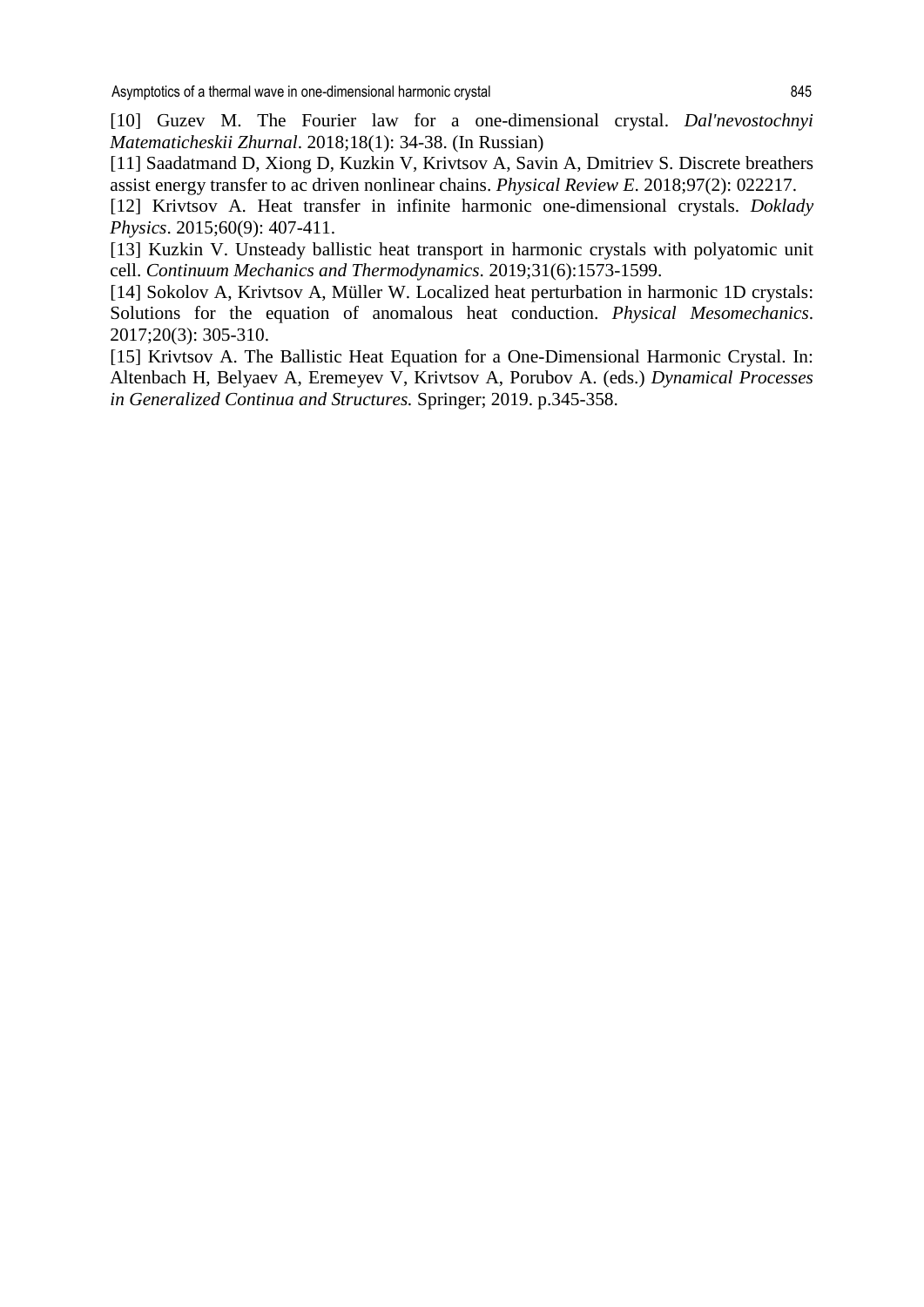[10] Guzev M. The Fourier law for a one-dimensional crystal. *Dal'nevostochnyi Matematicheskii Zhurnal*. 2018;18(1): 34-38. (In Russian)

[11] Saadatmand D, Xiong D, Kuzkin V, Krivtsov A, Savin A, Dmitriev S. Discrete breathers assist energy transfer to ac driven nonlinear chains. *Physical Review E*. 2018;97(2): 022217.

[12] Krivtsov A. Heat transfer in infinite harmonic one-dimensional crystals. *Doklady Physics*. 2015;60(9): 407-411.

[13] Kuzkin V. Unsteady ballistic heat transport in harmonic crystals with polyatomic unit cell. *Continuum Mechanics and Thermodynamics*. 2019;31(6):1573-1599.

[14] Sokolov A, Krivtsov A, Müller W. Localized heat perturbation in harmonic 1D crystals: Solutions for the equation of anomalous heat conduction. *Physical Mesomechanics*. 2017;20(3): 305-310.

[15] Krivtsov A. The Ballistic Heat Equation for a One-Dimensional Harmonic Crystal. In: Altenbach H, Belyaev A, Eremeyev V, Krivtsov A, Porubov A. (eds.) *Dynamical Processes in Generalized Continua and Structures.* Springer; 2019. p.345-358.